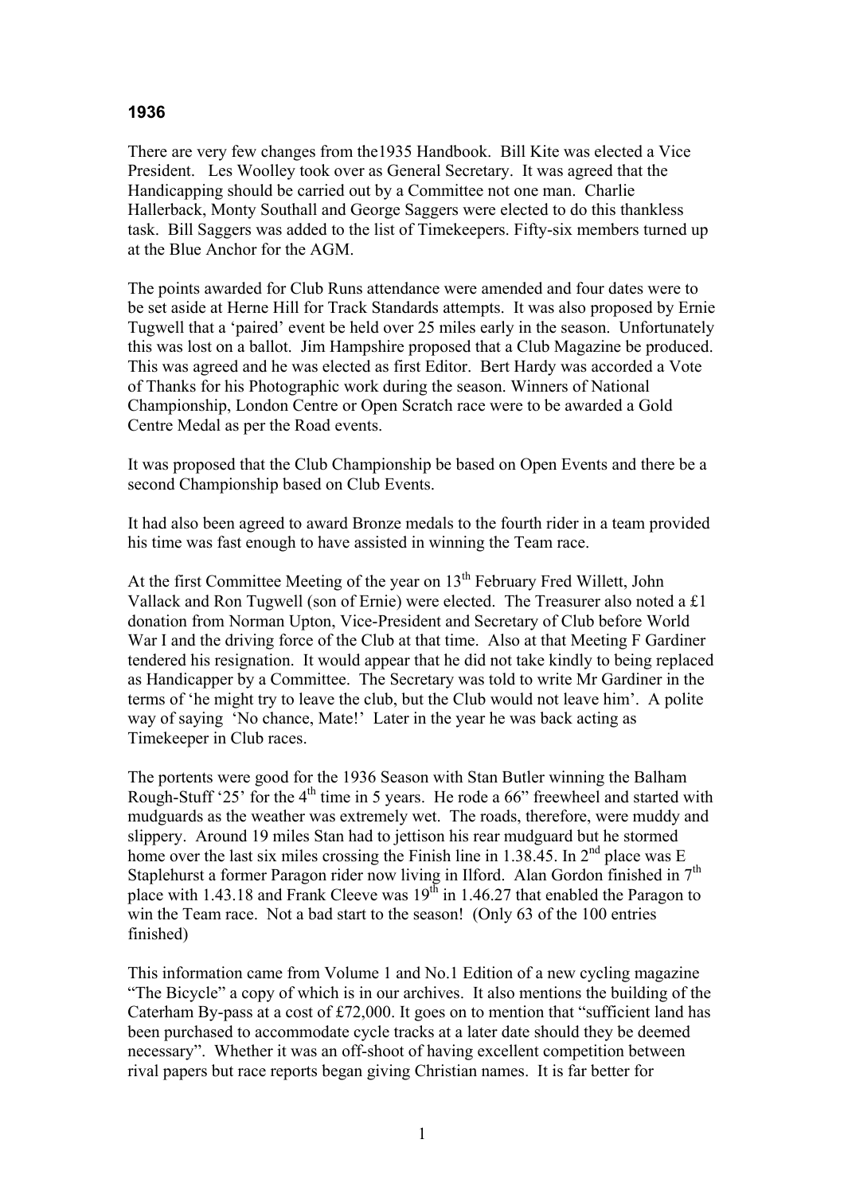### 1936

There are very few changes from the1935 Handbook. Bill Kite was elected a Vice President. Les Woolley took over as General Secretary. It was agreed that the Handicapping should be carried out by a Committee not one man. Charlie Hallerback, Monty Southall and George Saggers were elected to do this thankless task. Bill Saggers was added to the list of Timekeepers. Fifty-six members turned up at the Blue Anchor for the AGM.

The points awarded for Club Runs attendance were amended and four dates were to be set aside at Herne Hill for Track Standards attempts. It was also proposed by Ernie Tugwell that a 'paired' event be held over 25 miles early in the season. Unfortunately this was lost on a ballot. Jim Hampshire proposed that a Club Magazine be produced. This was agreed and he was elected as first Editor. Bert Hardy was accorded a Vote of Thanks for his Photographic work during the season. Winners of National Championship, London Centre or Open Scratch race were to be awarded a Gold Centre Medal as per the Road events.

It was proposed that the Club Championship be based on Open Events and there be a second Championship based on Club Events.

It had also been agreed to award Bronze medals to the fourth rider in a team provided his time was fast enough to have assisted in winning the Team race.

At the first Committee Meeting of the year on 13th February Fred Willett, John Vallack and Ron Tugwell (son of Ernie) were elected. The Treasurer also noted a £1 donation from Norman Upton, Vice-President and Secretary of Club before World War I and the driving force of the Club at that time. Also at that Meeting F Gardiner tendered his resignation. It would appear that he did not take kindly to being replaced as Handicapper by a Committee. The Secretary was told to write Mr Gardiner in the terms of 'he might try to leave the club, but the Club would not leave him'. A polite way of saying 'No chance, Mate!' Later in the year he was back acting as Timekeeper in Club races.

The portents were good for the 1936 Season with Stan Butler winning the Balham Rough-Stuff '25' for the 4th time in 5 years. He rode a 66" freewheel and started with mudguards as the weather was extremely wet. The roads, therefore, were muddy and slippery. Around 19 miles Stan had to jettison his rear mudguard but he stormed home over the last six miles crossing the Finish line in 1.38.45. In 2nd place was E Staplehurst a former Paragon rider now living in Ilford. Alan Gordon finished in 7th place with 1.43.18 and Frank Cleeve was 19th in 1.46.27 that enabled the Paragon to win the Team race. Not a bad start to the season! (Only 63 of the 100 entries finished)

This information came from Volume 1 and No.1 Edition of a new cycling magazine "The Bicycle" a copy of which is in our archives. It also mentions the building of the Caterham By-pass at a cost of £72,000. It goes on to mention that "sufficient land has been purchased to accommodate cycle tracks at a later date should they be deemed necessary". Whether it was an off-shoot of having excellent competition between rival papers but race reports began giving Christian names. It is far better for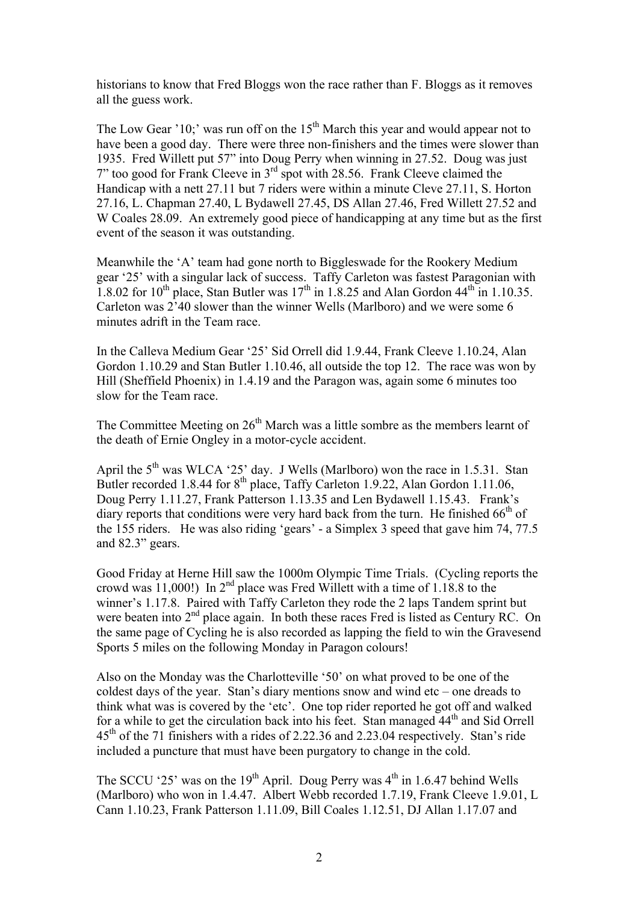historians to know that Fred Bloggs won the race rather than F. Bloggs as it removes all the guess work.

The Low Gear '10;' was run off on the 15th March this year and would appear not to have been a good day. There were three non-finishers and the times were slower than 1935. Fred Willett put 57" into Doug Perry when winning in 27.52. Doug was just 7" too good for Frank Cleeve in 3rd spot with 28.56. Frank Cleeve claimed the Handicap with a nett 27.11 but 7 riders were within a minute Cleve 27.11, S. Horton 27.16, L. Chapman 27.40, L Bydawell 27.45, DS Allan 27.46, Fred Willett 27.52 and W Coales 28.09. An extremely good piece of handicapping at any time but as the first event of the season it was outstanding.

Meanwhile the 'A' team had gone north to Biggleswade for the Rookery Medium gear '25' with a singular lack of success. Taffy Carleton was fastest Paragonian with 1.8.02 for 10th place, Stan Butler was 17th in 1.8.25 and Alan Gordon 44th in 1.10.35. Carleton was 2'40 slower than the winner Wells (Marlboro) and we were some 6 minutes adrift in the Team race.

In the Calleva Medium Gear '25' Sid Orrell did 1.9.44, Frank Cleeve 1.10.24, Alan Gordon 1.10.29 and Stan Butler 1.10.46, all outside the top 12. The race was won by Hill (Sheffield Phoenix) in 1.4.19 and the Paragon was, again some 6 minutes too slow for the Team race.

The Committee Meeting on 26th March was a little sombre as the members learnt of the death of Ernie Ongley in a motor-cycle accident.

April the 5th was WLCA '25' day. J Wells (Marlboro) won the race in 1.5.31. Stan Butler recorded 1.8.44 for 8th place, Taffy Carleton 1.9.22, Alan Gordon 1.11.06, Doug Perry 1.11.27, Frank Patterson 1.13.35 and Len Bydawell 1.15.43. Frank's diary reports that conditions were very hard back from the turn. He finished 66th of the 155 riders. He was also riding 'gears' - a Simplex 3 speed that gave him 74, 77.5 and 82.3" gears.

Good Friday at Herne Hill saw the 1000m Olympic Time Trials. (Cycling reports the crowd was 11,000!) In 2nd place was Fred Willett with a time of 1.18.8 to the winner's 1.17.8. Paired with Taffy Carleton they rode the 2 laps Tandem sprint but were beaten into 2nd place again. In both these races Fred is listed as Century RC. On the same page of Cycling he is also recorded as lapping the field to win the Gravesend Sports 5 miles on the following Monday in Paragon colours!

Also on the Monday was the Charlotteville '50' on what proved to be one of the coldest days of the year. Stan's diary mentions snow and wind etc – one dreads to think what was is covered by the 'etc'. One top rider reported he got off and walked for a while to get the circulation back into his feet. Stan managed 44th and Sid Orrell 45th of the 71 finishers with a rides of 2.22.36 and 2.23.04 respectively. Stan's ride included a puncture that must have been purgatory to change in the cold.

The SCCU '25' was on the 19th April. Doug Perry was 4th in 1.6.47 behind Wells (Marlboro) who won in 1.4.47. Albert Webb recorded 1.7.19, Frank Cleeve 1.9.01, L Cann 1.10.23, Frank Patterson 1.11.09, Bill Coales 1.12.51, DJ Allan 1.17.07 and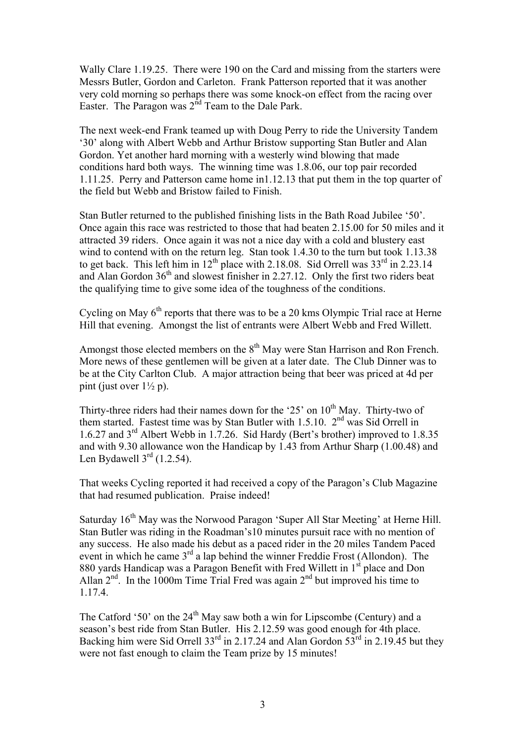Wally Clare 1.19.25. There were 190 on the Card and missing from the starters were Messrs Butler, Gordon and Carleton. Frank Patterson reported that it was another very cold morning so perhaps there was some knock-on effect from the racing over Easter. The Paragon was 2nd Team to the Dale Park.

The next week-end Frank teamed up with Doug Perry to ride the University Tandem '30' along with Albert Webb and Arthur Bristow supporting Stan Butler and Alan Gordon. Yet another hard morning with a westerly wind blowing that made conditions hard both ways. The winning time was 1.8.06, our top pair recorded 1.11.25. Perry and Patterson came home in1.12.13 that put them in the top quarter of the field but Webb and Bristow failed to Finish.

Stan Butler returned to the published finishing lists in the Bath Road Jubilee '50'. Once again this race was restricted to those that had beaten 2.15.00 for 50 miles and it attracted 39 riders. Once again it was not a nice day with a cold and blustery east wind to contend with on the return leg. Stan took 1.4.30 to the turn but took 1.13.38 to get back. This left him in 12th place with 2.18.08. Sid Orrell was 33rd in 2.23.14 and Alan Gordon 36th and slowest finisher in 2.27.12. Only the first two riders beat the qualifying time to give some idea of the toughness of the conditions.

Cycling on May 6th reports that there was to be a 20 kms Olympic Trial race at Herne Hill that evening. Amongst the list of entrants were Albert Webb and Fred Willett.

Amongst those elected members on the 8th May were Stan Harrison and Ron French. More news of these gentlemen will be given at a later date. The Club Dinner was to be at the City Carlton Club. A major attraction being that beer was priced at 4d per pint (just over 1½ p).

Thirty-three riders had their names down for the '25' on 10th May. Thirty-two of them started. Fastest time was by Stan Butler with 1.5.10. 2nd was Sid Orrell in 1.6.27 and 3rd Albert Webb in 1.7.26. Sid Hardy (Bert's brother) improved to 1.8.35 and with 9.30 allowance won the Handicap by 1.43 from Arthur Sharp (1.00.48) and Len Bydawell 3rd (1.2.54).

That weeks Cycling reported it had received a copy of the Paragon's Club Magazine that had resumed publication. Praise indeed!

Saturday 16th May was the Norwood Paragon 'Super All Star Meeting' at Herne Hill. Stan Butler was riding in the Roadman's10 minutes pursuit race with no mention of any success. He also made his debut as a paced rider in the 20 miles Tandem Paced event in which he came 3rd a lap behind the winner Freddie Frost (Allondon). The 880 yards Handicap was a Paragon Benefit with Fred Willett in 1st place and Don Allan 2nd. In the 1000m Time Trial Fred was again 2nd but improved his time to 1.17.4.

The Catford '50' on the 24th May saw both a win for Lipscombe (Century) and a season's best ride from Stan Butler. His 2.12.59 was good enough for 4th place. Backing him were Sid Orrell 33rd in 2.17.24 and Alan Gordon 53rd in 2.19.45 but they were not fast enough to claim the Team prize by 15 minutes!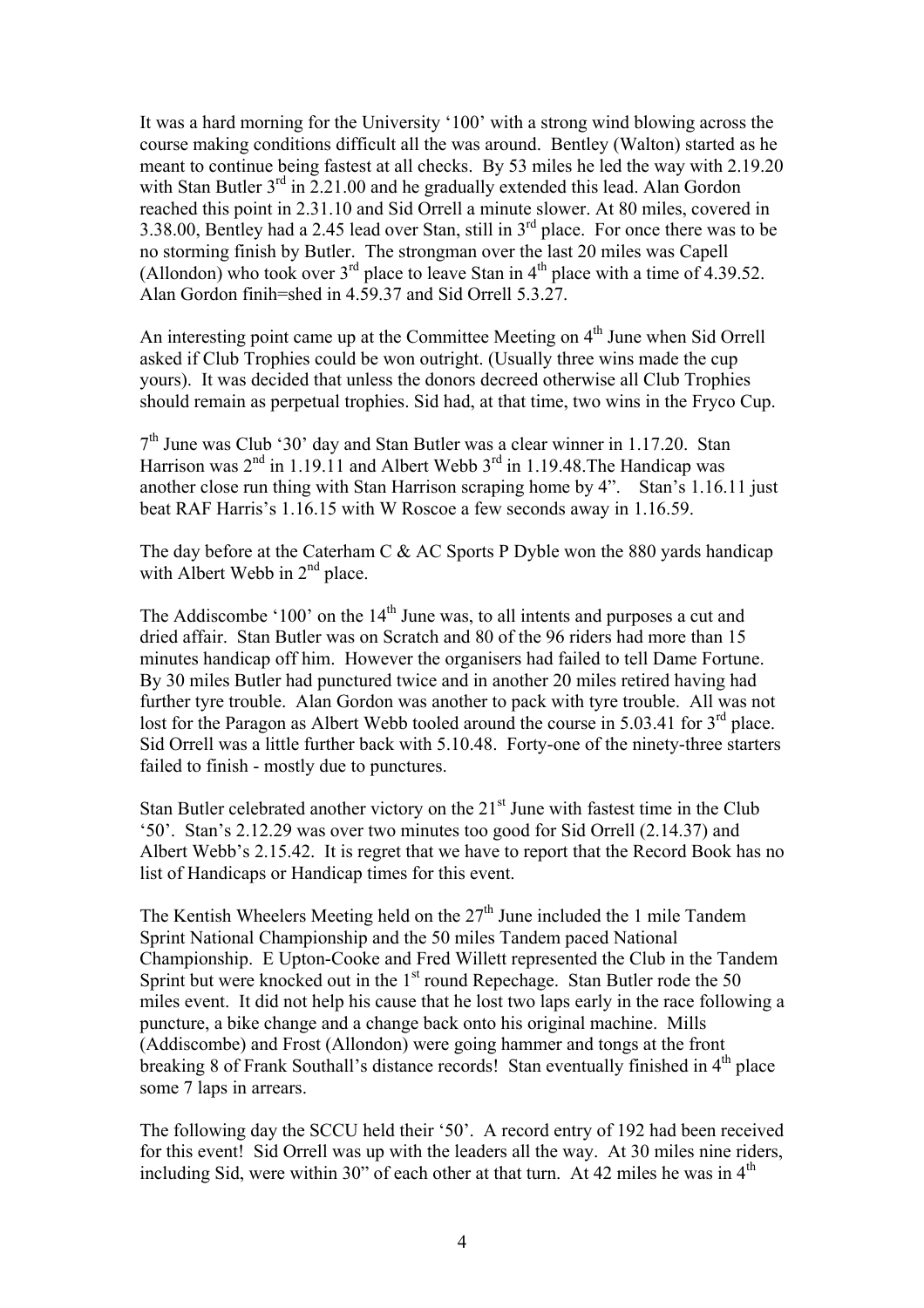It was a hard morning for the University '100' with a strong wind blowing across the course making conditions difficult all the was around. Bentley (Walton) started as he meant to continue being fastest at all checks. By 53 miles he led the way with 2.19.20 with Stan Butler 3rd in 2.21.00 and he gradually extended this lead. Alan Gordon reached this point in 2.31.10 and Sid Orrell a minute slower. At 80 miles, covered in 3.38.00, Bentley had a 2.45 lead over Stan, still in 3rd place. For once there was to be no storming finish by Butler. The strongman over the last 20 miles was Capell (Allondon) who took over 3rd place to leave Stan in 4th place with a time of 4.39.52. Alan Gordon finih=shed in 4.59.37 and Sid Orrell 5.3.27.

An interesting point came up at the Committee Meeting on 4th June when Sid Orrell asked if Club Trophies could be won outright. (Usually three wins made the cup yours). It was decided that unless the donors decreed otherwise all Club Trophies should remain as perpetual trophies. Sid had, at that time, two wins in the Fryco Cup.

7th June was Club '30' day and Stan Butler was a clear winner in 1.17.20. Stan Harrison was 2nd in 1.19.11 and Albert Webb 3rd in 1.19.48.The Handicap was another close run thing with Stan Harrison scraping home by 4". Stan's 1.16.11 just beat RAF Harris's 1.16.15 with W Roscoe a few seconds away in 1.16.59.

The day before at the Caterham C & AC Sports P Dyble won the 880 yards handicap with Albert Webb in 2nd place.

The Addiscombe '100' on the 14th June was, to all intents and purposes a cut and dried affair. Stan Butler was on Scratch and 80 of the 96 riders had more than 15 minutes handicap off him. However the organisers had failed to tell Dame Fortune. By 30 miles Butler had punctured twice and in another 20 miles retired having had further tyre trouble. Alan Gordon was another to pack with tyre trouble. All was not lost for the Paragon as Albert Webb tooled around the course in 5.03.41 for 3rd place. Sid Orrell was a little further back with 5.10.48. Forty-one of the ninety-three starters failed to finish - mostly due to punctures.

Stan Butler celebrated another victory on the 21st June with fastest time in the Club '50'. Stan's 2.12.29 was over two minutes too good for Sid Orrell (2.14.37) and Albert Webb's 2.15.42. It is regret that we have to report that the Record Book has no list of Handicaps or Handicap times for this event.

The Kentish Wheelers Meeting held on the 27th June included the 1 mile Tandem Sprint National Championship and the 50 miles Tandem paced National Championship. E Upton-Cooke and Fred Willett represented the Club in the Tandem Sprint but were knocked out in the 1st round Repechage. Stan Butler rode the 50 miles event. It did not help his cause that he lost two laps early in the race following a puncture, a bike change and a change back onto his original machine. Mills (Addiscombe) and Frost (Allondon) were going hammer and tongs at the front breaking 8 of Frank Southall's distance records! Stan eventually finished in 4th place some 7 laps in arrears.

The following day the SCCU held their '50'. A record entry of 192 had been received for this event! Sid Orrell was up with the leaders all the way. At 30 miles nine riders, including Sid, were within 30" of each other at that turn. At 42 miles he was in 4th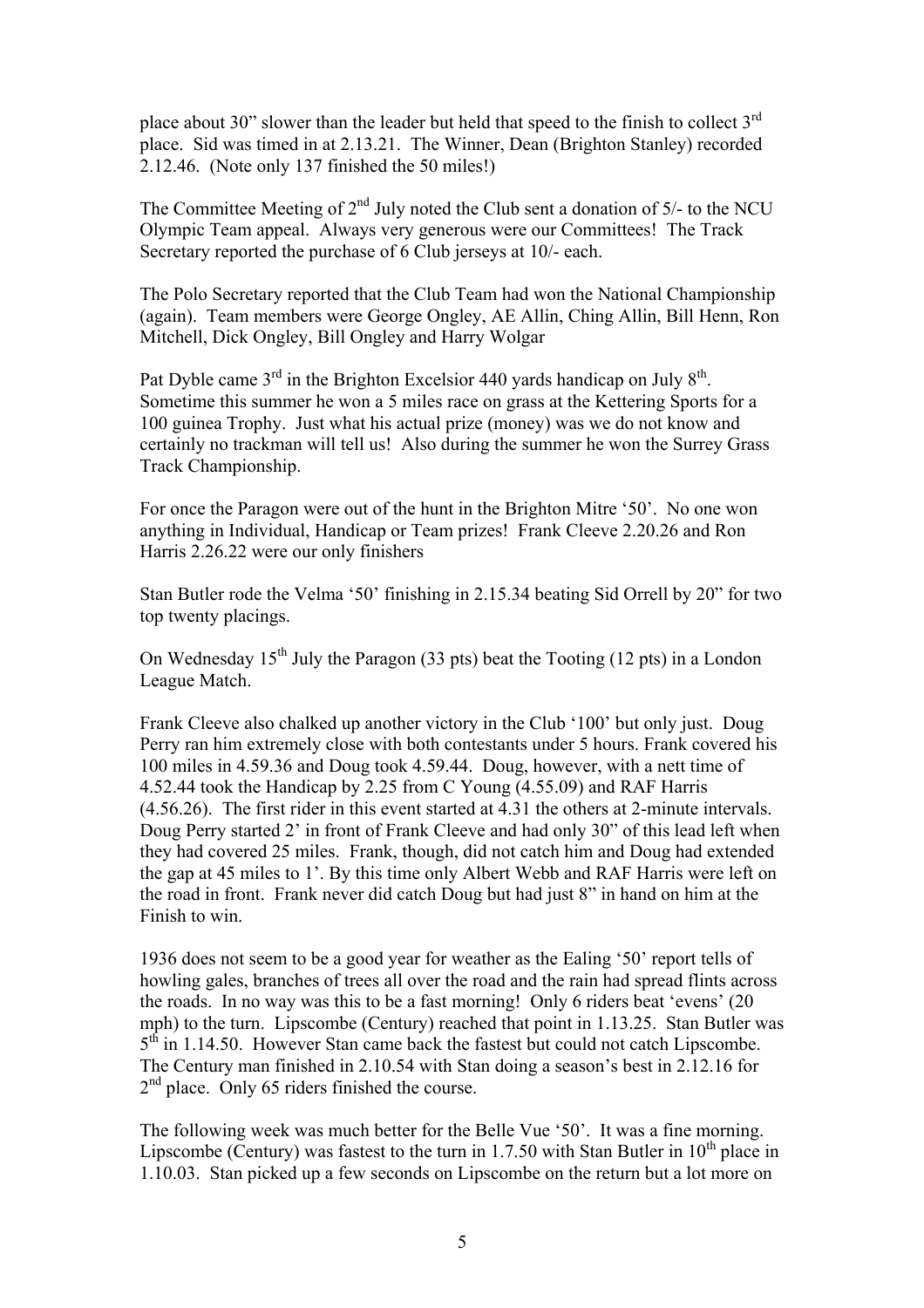place about 30" slower than the leader but held that speed to the finish to collect 3rd place. Sid was timed in at 2.13.21. The Winner, Dean (Brighton Stanley) recorded 2.12.46. (Note only 137 finished the 50 miles!)

The Committee Meeting of 2nd July noted the Club sent a donation of 5/- to the NCU Olympic Team appeal. Always very generous were our Committees! The Track Secretary reported the purchase of 6 Club jerseys at 10/- each.

The Polo Secretary reported that the Club Team had won the National Championship (again). Team members were George Ongley, AE Allin, Ching Allin, Bill Henn, Ron Mitchell, Dick Ongley, Bill Ongley and Harry Wolgar

Pat Dyble came 3rd in the Brighton Excelsior 440 yards handicap on July 8th. Sometime this summer he won a 5 miles race on grass at the Kettering Sports for a 100 guinea Trophy. Just what his actual prize (money) was we do not know and certainly no trackman will tell us! Also during the summer he won the Surrey Grass Track Championship.

For once the Paragon were out of the hunt in the Brighton Mitre '50'. No one won anything in Individual, Handicap or Team prizes! Frank Cleeve 2.20.26 and Ron Harris 2.26.22 were our only finishers

Stan Butler rode the Velma '50' finishing in 2.15.34 beating Sid Orrell by 20" for two top twenty placings.

On Wednesday 15th July the Paragon (33 pts) beat the Tooting (12 pts) in a London League Match.

Frank Cleeve also chalked up another victory in the Club '100' but only just. Doug Perry ran him extremely close with both contestants under 5 hours. Frank covered his 100 miles in 4.59.36 and Doug took 4.59.44. Doug, however, with a nett time of 4.52.44 took the Handicap by 2.25 from C Young (4.55.09) and RAF Harris (4.56.26). The first rider in this event started at 4.31 the others at 2-minute intervals. Doug Perry started 2' in front of Frank Cleeve and had only 30" of this lead left when they had covered 25 miles. Frank, though, did not catch him and Doug had extended the gap at 45 miles to 1'. By this time only Albert Webb and RAF Harris were left on the road in front. Frank never did catch Doug but had just 8" in hand on him at the Finish to win.

1936 does not seem to be a good year for weather as the Ealing '50' report tells of howling gales, branches of trees all over the road and the rain had spread flints across the roads. In no way was this to be a fast morning! Only 6 riders beat 'evens' (20 mph) to the turn. Lipscombe (Century) reached that point in 1.13.25. Stan Butler was 5th in 1.14.50. However Stan came back the fastest but could not catch Lipscombe. The Century man finished in 2.10.54 with Stan doing a season's best in 2.12.16 for 2nd place. Only 65 riders finished the course.

The following week was much better for the Belle Vue '50'. It was a fine morning. Lipscombe (Century) was fastest to the turn in 1.7.50 with Stan Butler in 10th place in 1.10.03. Stan picked up a few seconds on Lipscombe on the return but a lot more on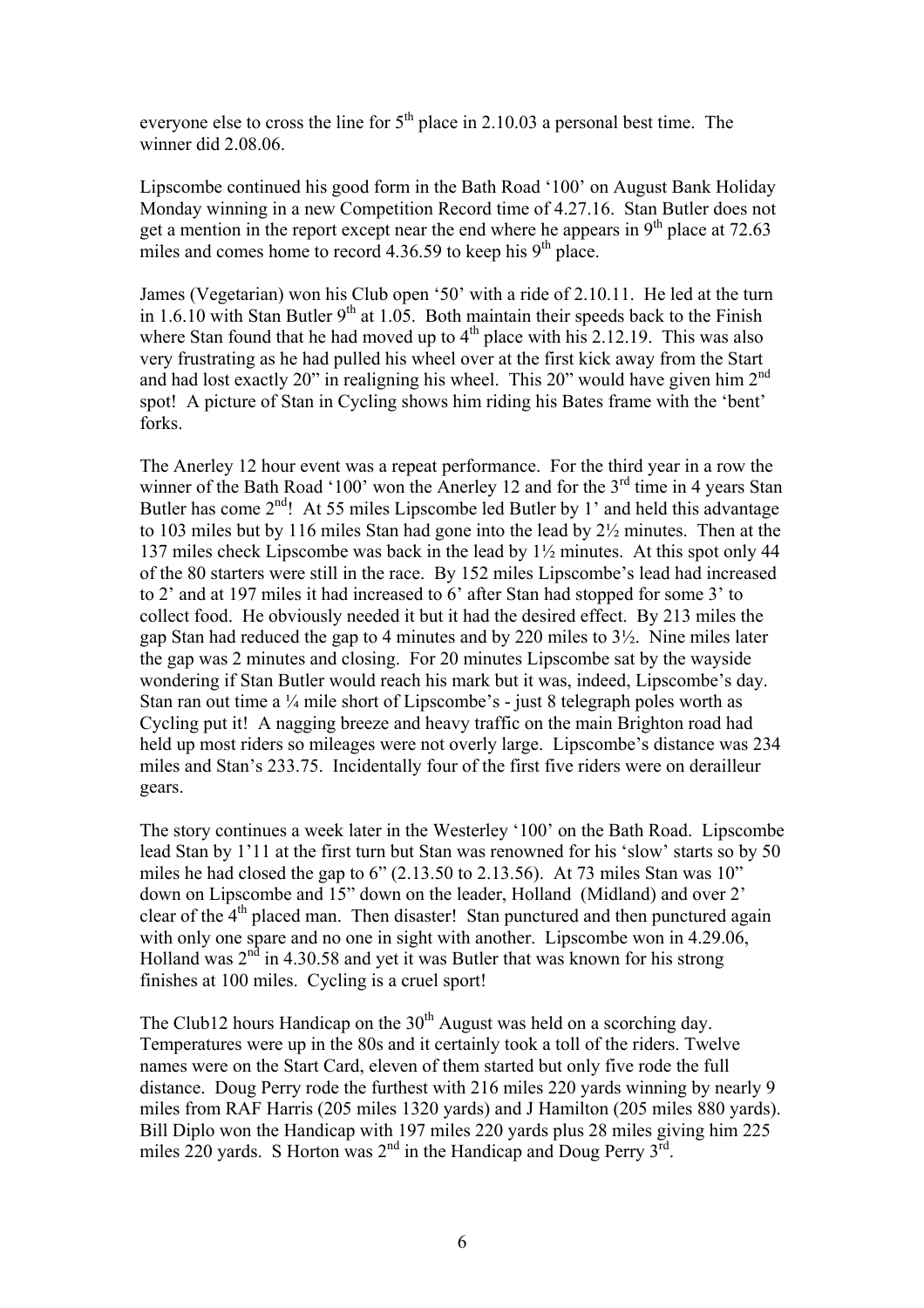everyone else to cross the line for 5th place in 2.10.03 a personal best time. The winner did 2.08.06.

Lipscombe continued his good form in the Bath Road '100' on August Bank Holiday Monday winning in a new Competition Record time of 4.27.16. Stan Butler does not get a mention in the report except near the end where he appears in 9th place at 72.63 miles and comes home to record 4.36.59 to keep his 9th place.

James (Vegetarian) won his Club open '50' with a ride of 2.10.11. He led at the turn in 1.6.10 with Stan Butler 9th at 1.05. Both maintain their speeds back to the Finish where Stan found that he had moved up to 4th place with his 2.12.19. This was also very frustrating as he had pulled his wheel over at the first kick away from the Start and had lost exactly 20" in realigning his wheel. This 20" would have given him 2nd spot! A picture of Stan in Cycling shows him riding his Bates frame with the 'bent' forks.

The Anerley 12 hour event was a repeat performance. For the third year in a row the winner of the Bath Road '100' won the Anerley 12 and for the 3rd time in 4 years Stan Butler has come 2nd! At 55 miles Lipscombe led Butler by 1' and held this advantage to 103 miles but by 116 miles Stan had gone into the lead by 2½ minutes. Then at the 137 miles check Lipscombe was back in the lead by 1½ minutes. At this spot only 44 of the 80 starters were still in the race. By 152 miles Lipscombe's lead had increased to 2' and at 197 miles it had increased to 6' after Stan had stopped for some 3' to collect food. He obviously needed it but it had the desired effect. By 213 miles the gap Stan had reduced the gap to 4 minutes and by 220 miles to 3½. Nine miles later the gap was 2 minutes and closing. For 20 minutes Lipscombe sat by the wayside wondering if Stan Butler would reach his mark but it was, indeed, Lipscombe's day. Stan ran out time a ¼ mile short of Lipscombe's - just 8 telegraph poles worth as Cycling put it! A nagging breeze and heavy traffic on the main Brighton road had held up most riders so mileages were not overly large. Lipscombe's distance was 234 miles and Stan's 233.75. Incidentally four of the first five riders were on derailleur gears.

The story continues a week later in the Westerley '100' on the Bath Road. Lipscombe lead Stan by 1'11 at the first turn but Stan was renowned for his 'slow' starts so by 50 miles he had closed the gap to 6" (2.13.50 to 2.13.56). At 73 miles Stan was 10" down on Lipscombe and 15" down on the leader, Holland (Midland) and over 2' clear of the 4th placed man. Then disaster! Stan punctured and then punctured again with only one spare and no one in sight with another. Lipscombe won in 4.29.06, Holland was 2nd in 4.30.58 and yet it was Butler that was known for his strong finishes at 100 miles. Cycling is a cruel sport!

The Club12 hours Handicap on the 30th August was held on a scorching day. Temperatures were up in the 80s and it certainly took a toll of the riders. Twelve names were on the Start Card, eleven of them started but only five rode the full distance. Doug Perry rode the furthest with 216 miles 220 yards winning by nearly 9 miles from RAF Harris (205 miles 1320 yards) and J Hamilton (205 miles 880 yards). Bill Diplo won the Handicap with 197 miles 220 yards plus 28 miles giving him 225 miles 220 yards. S Horton was 2nd in the Handicap and Doug Perry 3rd.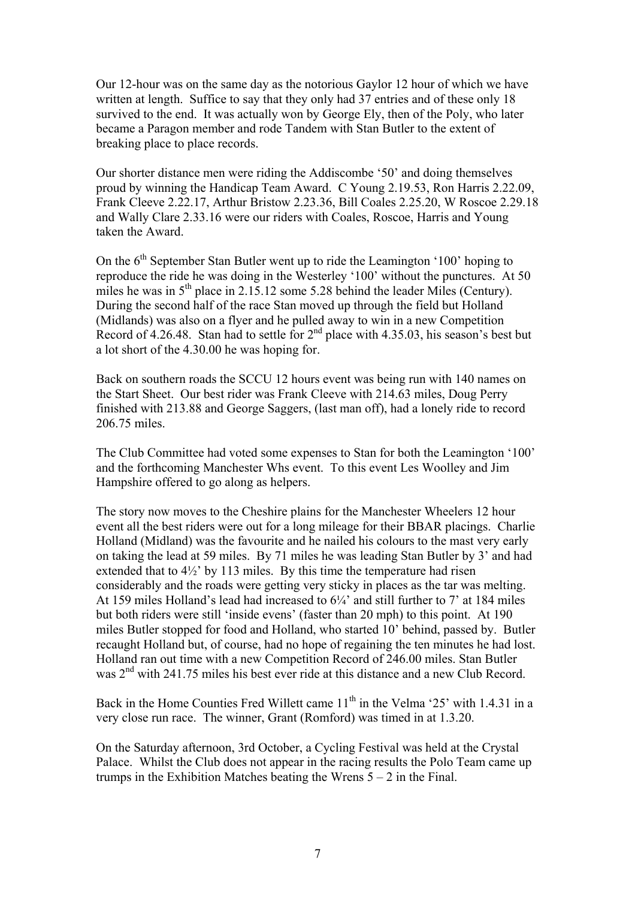Our 12-hour was on the same day as the notorious Gaylor 12 hour of which we have written at length. Suffice to say that they only had 37 entries and of these only 18 survived to the end. It was actually won by George Ely, then of the Poly, who later became a Paragon member and rode Tandem with Stan Butler to the extent of breaking place to place records.

Our shorter distance men were riding the Addiscombe '50' and doing themselves proud by winning the Handicap Team Award. C Young 2.19.53, Ron Harris 2.22.09, Frank Cleeve 2.22.17, Arthur Bristow 2.23.36, Bill Coales 2.25.20, W Roscoe 2.29.18 and Wally Clare 2.33.16 were our riders with Coales, Roscoe, Harris and Young taken the Award.

On the 6th September Stan Butler went up to ride the Leamington '100' hoping to reproduce the ride he was doing in the Westerley '100' without the punctures. At 50 miles he was in 5th place in 2.15.12 some 5.28 behind the leader Miles (Century). During the second half of the race Stan moved up through the field but Holland (Midlands) was also on a flyer and he pulled away to win in a new Competition Record of 4.26.48. Stan had to settle for 2nd place with 4.35.03, his season's best but a lot short of the 4.30.00 he was hoping for.

Back on southern roads the SCCU 12 hours event was being run with 140 names on the Start Sheet. Our best rider was Frank Cleeve with 214.63 miles, Doug Perry finished with 213.88 and George Saggers, (last man off), had a lonely ride to record 206.75 miles.

The Club Committee had voted some expenses to Stan for both the Leamington '100' and the forthcoming Manchester Whs event. To this event Les Woolley and Jim Hampshire offered to go along as helpers.

The story now moves to the Cheshire plains for the Manchester Wheelers 12 hour event all the best riders were out for a long mileage for their BBAR placings. Charlie Holland (Midland) was the favourite and he nailed his colours to the mast very early on taking the lead at 59 miles. By 71 miles he was leading Stan Butler by 3' and had extended that to 4½' by 113 miles. By this time the temperature had risen considerably and the roads were getting very sticky in places as the tar was melting. At 159 miles Holland's lead had increased to 6¼' and still further to 7' at 184 miles but both riders were still 'inside evens' (faster than 20 mph) to this point. At 190 miles Butler stopped for food and Holland, who started 10' behind, passed by. Butler recaught Holland but, of course, had no hope of regaining the ten minutes he had lost. Holland ran out time with a new Competition Record of 246.00 miles. Stan Butler was 2nd with 241.75 miles his best ever ride at this distance and a new Club Record.

Back in the Home Counties Fred Willett came 11th in the Velma '25' with 1.4.31 in a very close run race. The winner, Grant (Romford) was timed in at 1.3.20.

On the Saturday afternoon, 3rd October, a Cycling Festival was held at the Crystal Palace. Whilst the Club does not appear in the racing results the Polo Team came up trumps in the Exhibition Matches beating the Wrens 5 – 2 in the Final.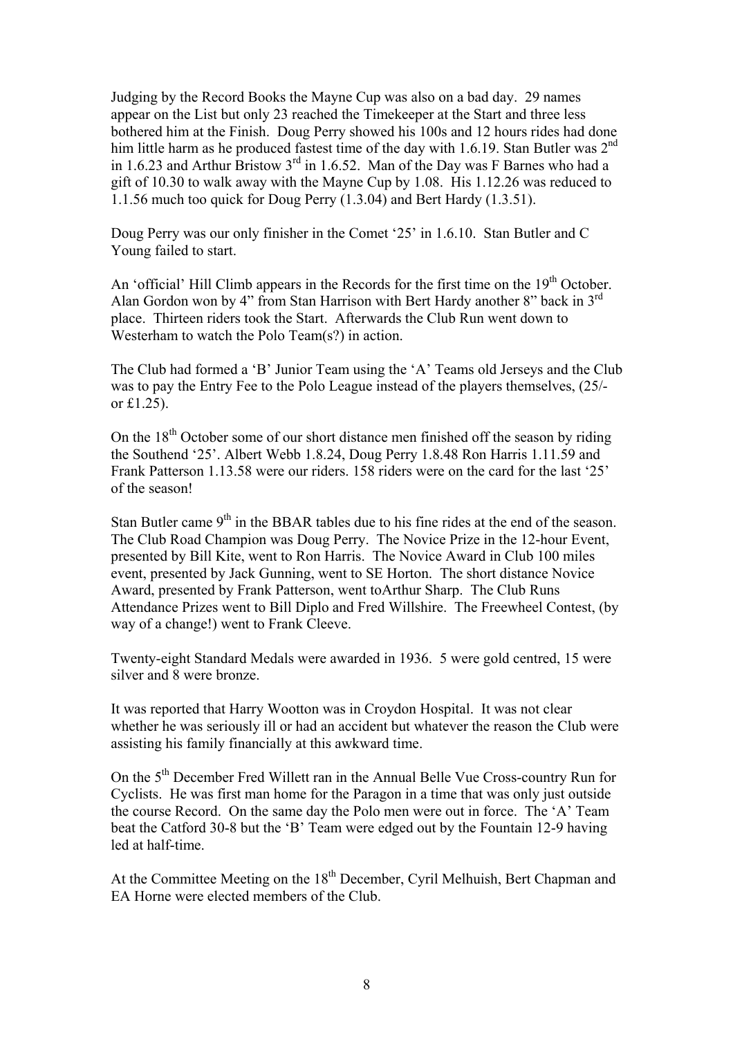Judging by the Record Books the Mayne Cup was also on a bad day. 29 names appear on the List but only 23 reached the Timekeeper at the Start and three less bothered him at the Finish. Doug Perry showed his 100s and 12 hours rides had done him little harm as he produced fastest time of the day with 1.6.19. Stan Butler was 2nd in 1.6.23 and Arthur Bristow 3rd in 1.6.52. Man of the Day was F Barnes who had a gift of 10.30 to walk away with the Mayne Cup by 1.08. His 1.12.26 was reduced to 1.1.56 much too quick for Doug Perry (1.3.04) and Bert Hardy (1.3.51).

Doug Perry was our only finisher in the Comet '25' in 1.6.10. Stan Butler and C Young failed to start.

An 'official' Hill Climb appears in the Records for the first time on the 19th October. Alan Gordon won by 4" from Stan Harrison with Bert Hardy another 8" back in 3rd place. Thirteen riders took the Start. Afterwards the Club Run went down to Westerham to watch the Polo Team(s?) in action.

The Club had formed a 'B' Junior Team using the 'A' Teams old Jerseys and the Club was to pay the Entry Fee to the Polo League instead of the players themselves, (25/- or £1.25).

On the 18th October some of our short distance men finished off the season by riding the Southend '25'. Albert Webb 1.8.24, Doug Perry 1.8.48 Ron Harris 1.11.59 and Frank Patterson 1.13.58 were our riders. 158 riders were on the card for the last '25' of the season!

Stan Butler came 9th in the BBAR tables due to his fine rides at the end of the season. The Club Road Champion was Doug Perry. The Novice Prize in the 12-hour Event, presented by Bill Kite, went to Ron Harris. The Novice Award in Club 100 miles event, presented by Jack Gunning, went to SE Horton. The short distance Novice Award, presented by Frank Patterson, went toArthur Sharp. The Club Runs Attendance Prizes went to Bill Diplo and Fred Willshire. The Freewheel Contest, (by way of a change!) went to Frank Cleeve.

Twenty-eight Standard Medals were awarded in 1936. 5 were gold centred, 15 were silver and 8 were bronze.

It was reported that Harry Wootton was in Croydon Hospital. It was not clear whether he was seriously ill or had an accident but whatever the reason the Club were assisting his family financially at this awkward time.

On the 5th December Fred Willett ran in the Annual Belle Vue Cross-country Run for Cyclists. He was first man home for the Paragon in a time that was only just outside the course Record. On the same day the Polo men were out in force. The 'A' Team beat the Catford 30-8 but the 'B' Team were edged out by the Fountain 12-9 having led at half-time.

At the Committee Meeting on the 18th December, Cyril Melhuish, Bert Chapman and EA Horne were elected members of the Club.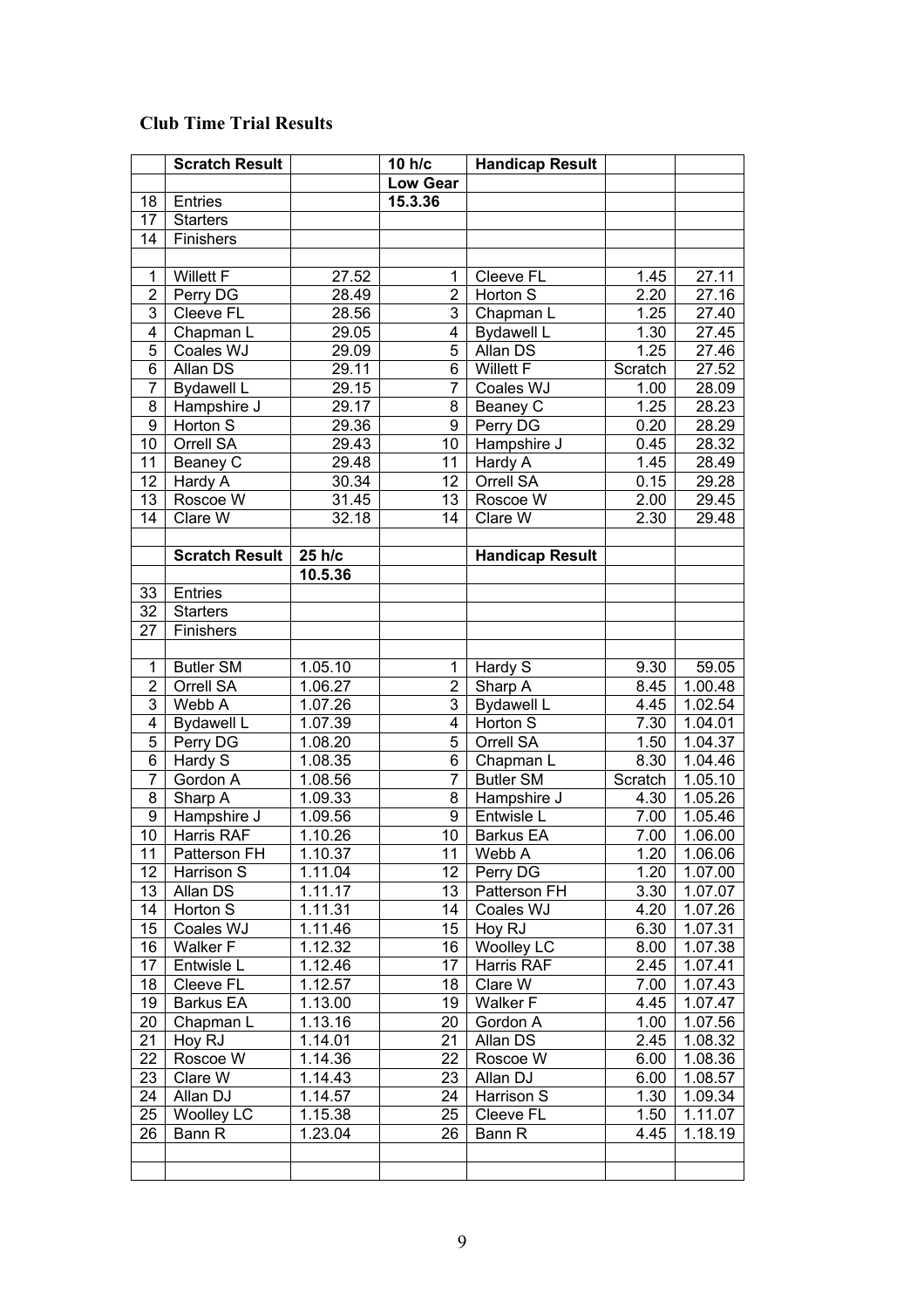## Club Time Trial Results

| | Scratch Result | | 10 h/c | Handicap Result | | |
|---|---|---|---|---|---|---|
| | | | Low Gear | | | |
| 18 | Entries | | 15.3.36 | | | |
| 17 | Starters | | | | | |
| 14 | Finishers | | | | | |
| | | | | | | |
| 1 | Willett F | 27.52 | 1 | Cleeve FL | 1.45 | 27.11 |
| 2 | Perry DG | 28.49 | 2 | Horton S | 2.20 | 27.16 |
| 3 | Cleeve FL | 28.56 | 3 | Chapman L | 1.25 | 27.40 |
| 4 | Chapman L | 29.05 | 4 | Bydawell L | 1.30 | 27.45 |
| 5 | Coales WJ | 29.09 | 5 | Allan DS | 1.25 | 27.46 |
| 6 | Allan DS | 29.11 | 6 | Willett F | Scratch | 27.52 |
| 7 | Bydawell L | 29.15 | 7 | Coales WJ | 1.00 | 28.09 |
| 8 | Hampshire J | 29.17 | 8 | Beaney C | 1.25 | 28.23 |
| 9 | Horton S | 29.36 | 9 | Perry DG | 0.20 | 28.29 |
| 10 | Orrell SA | 29.43 | 10 | Hampshire J | 0.45 | 28.32 |
| 11 | Beaney C | 29.48 | 11 | Hardy A | 1.45 | 28.49 |
| 12 | Hardy A | 30.34 | 12 | Orrell SA | 0.15 | 29.28 |
| 13 | Roscoe W | 31.45 | 13 | Roscoe W | 2.00 | 29.45 |
| 14 | Clare W | 32.18 | 14 | Clare W | 2.30 | 29.48 |
| | | | | | | |
| | Scratch Result | 25 h/c | | Handicap Result | | |
| | | 10.5.36 | | | | |
| 33 | Entries | | | | | |
| 32 | Starters | | | | | |
| 27 | Finishers | | | | | |
| | | | | | | |
| 1 | Butler SM | 1.05.10 | 1 | Hardy S | 9.30 | 59.05 |
| 2 | Orrell SA | 1.06.27 | 2 | Sharp A | 8.45 | 1.00.48 |
| 3 | Webb A | 1.07.26 | 3 | Bydawell L | 4.45 | 1.02.54 |
| 4 | Bydawell L | 1.07.39 | 4 | Horton S | 7.30 | 1.04.01 |
| 5 | Perry DG | 1.08.20 | 5 | Orrell SA | 1.50 | 1.04.37 |
| 6 | Hardy S | 1.08.35 | 6 | Chapman L | 8.30 | 1.04.46 |
| 7 | Gordon A | 1.08.56 | 7 | Butler SM | Scratch | 1.05.10 |
| 8 | Sharp A | 1.09.33 | 8 | Hampshire J | 4.30 | 1.05.26 |
| 9 | Hampshire J | 1.09.56 | 9 | Entwisle L | 7.00 | 1.05.46 |
| 10 | Harris RAF | 1.10.26 | 10 | Barkus EA | 7.00 | 1.06.00 |
| 11 | Patterson FH | 1.10.37 | 11 | Webb A | 1.20 | 1.06.06 |
| 12 | Harrison S | 1.11.04 | 12 | Perry DG | 1.20 | 1.07.00 |
| 13 | Allan DS | 1.11.17 | 13 | Patterson FH | 3.30 | 1.07.07 |
| 14 | Horton S | 1.11.31 | 14 | Coales WJ | 4.20 | 1.07.26 |
| 15 | Coales WJ | 1.11.46 | 15 | Hoy RJ | 6.30 | 1.07.31 |
| 16 | Walker F | 1.12.32 | 16 | Woolley LC | 8.00 | 1.07.38 |
| 17 | Entwisle L | 1.12.46 | 17 | Harris RAF | 2.45 | 1.07.41 |
| 18 | Cleeve FL | 1.12.57 | 18 | Clare W | 7.00 | 1.07.43 |
| 19 | Barkus EA | 1.13.00 | 19 | Walker F | 4.45 | 1.07.47 |
| 20 | Chapman L | 1.13.16 | 20 | Gordon A | 1.00 | 1.07.56 |
| 21 | Hoy RJ | 1.14.01 | 21 | Allan DS | 2.45 | 1.08.32 |
| 22 | Roscoe W | 1.14.36 | 22 | Roscoe W | 6.00 | 1.08.36 |
| 23 | Clare W | 1.14.43 | 23 | Allan DJ | 6.00 | 1.08.57 |
| 24 | Allan DJ | 1.14.57 | 24 | Harrison S | 1.30 | 1.09.34 |
| 25 | Woolley LC | 1.15.38 | 25 | Cleeve FL | 1.50 | 1.11.07 |
| 26 | Bann R | 1.23.04 | 26 | Bann R | 4.45 | 1.18.19 |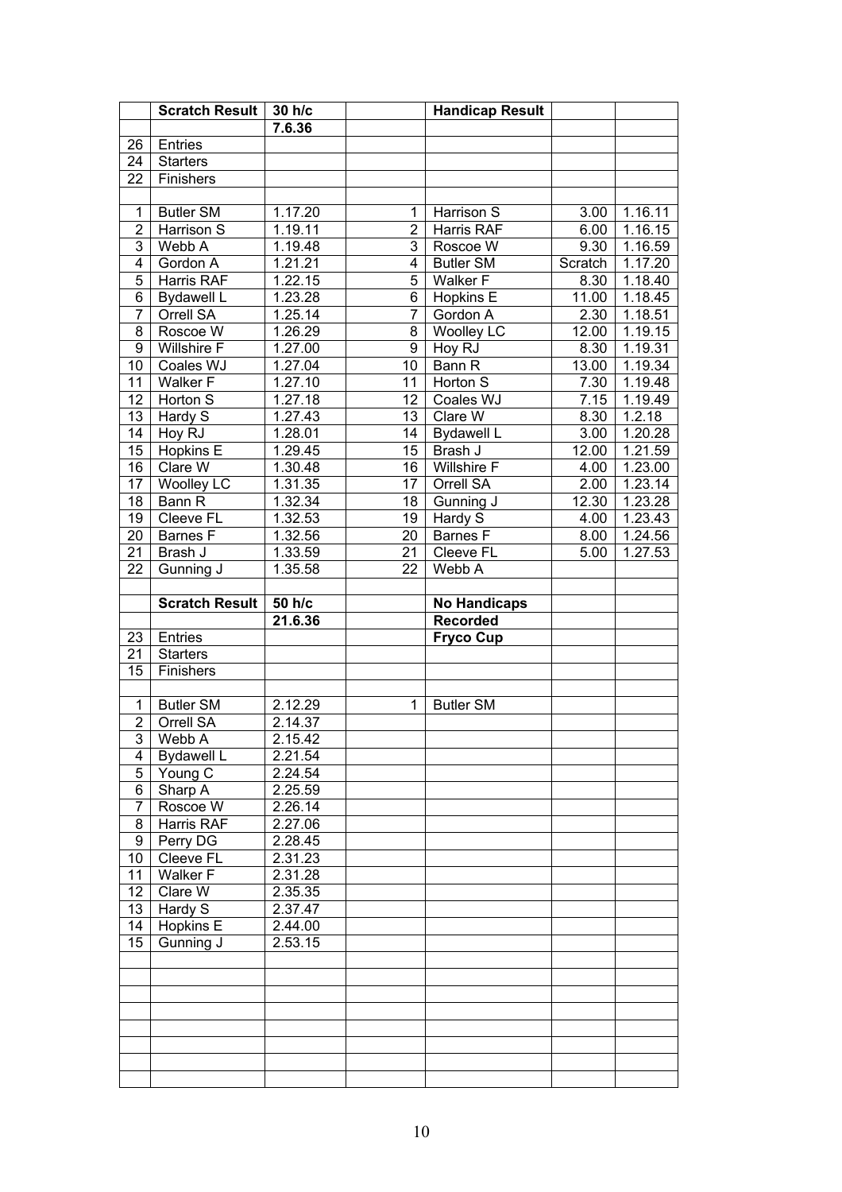|  | Scratch Result | 30 h/c |  | Handicap Result |  |  |
|---|---|---|---|---|---|---|
|  |  | 7.6.36 |  |  |  |  |
| 26 | Entries |  |  |  |  |  |
| 24 | Starters |  |  |  |  |  |
| 22 | Finishers |  |  |  |  |  |
|  |  |  |  |  |  |  |
| 1 | Butler SM | 1.17.20 | 1 | Harrison S | 3.00 | 1.16.11 |
| 2 | Harrison S | 1.19.11 | 2 | Harris RAF | 6.00 | 1.16.15 |
| 3 | Webb A | 1.19.48 | 3 | Roscoe W | 9.30 | 1.16.59 |
| 4 | Gordon A | 1.21.21 | 4 | Butler SM | Scratch | 1.17.20 |
| 5 | Harris RAF | 1.22.15 | 5 | Walker F | 8.30 | 1.18.40 |
| 6 | Bydawell L | 1.23.28 | 6 | Hopkins E | 11.00 | 1.18.45 |
| 7 | Orrell SA | 1.25.14 | 7 | Gordon A | 2.30 | 1.18.51 |
| 8 | Roscoe W | 1.26.29 | 8 | Woolley LC | 12.00 | 1.19.15 |
| 9 | Willshire F | 1.27.00 | 9 | Hoy RJ | 8.30 | 1.19.31 |
| 10 | Coales WJ | 1.27.04 | 10 | Bann R | 13.00 | 1.19.34 |
| 11 | Walker F | 1.27.10 | 11 | Horton S | 7.30 | 1.19.48 |
| 12 | Horton S | 1.27.18 | 12 | Coales WJ | 7.15 | 1.19.49 |
| 13 | Hardy S | 1.27.43 | 13 | Clare W | 8.30 | 1.2.18 |
| 14 | Hoy RJ | 1.28.01 | 14 | Bydawell L | 3.00 | 1.20.28 |
| 15 | Hopkins E | 1.29.45 | 15 | Brash J | 12.00 | 1.21.59 |
| 16 | Clare W | 1.30.48 | 16 | Willshire F | 4.00 | 1.23.00 |
| 17 | Woolley LC | 1.31.35 | 17 | Orrell SA | 2.00 | 1.23.14 |
| 18 | Bann R | 1.32.34 | 18 | Gunning J | 12.30 | 1.23.28 |
| 19 | Cleeve FL | 1.32.53 | 19 | Hardy S | 4.00 | 1.23.43 |
| 20 | Barnes F | 1.32.56 | 20 | Barnes F | 8.00 | 1.24.56 |
| 21 | Brash J | 1.33.59 | 21 | Cleeve FL | 5.00 | 1.27.53 |
| 22 | Gunning J | 1.35.58 | 22 | Webb A |  |  |
|  |  |  |  |  |  |  |
|  | Scratch Result | 50 h/c |  | No Handicaps |  |  |
|  |  | 21.6.36 |  | Recorded |  |  |
| 23 | Entries |  |  | Fryco Cup |  |  |
| 21 | Starters |  |  |  |  |  |
| 15 | Finishers |  |  |  |  |  |
|  |  |  |  |  |  |  |
| 1 | Butler SM | 2.12.29 | 1 | Butler SM |  |  |
| 2 | Orrell SA | 2.14.37 |  |  |  |  |
| 3 | Webb A | 2.15.42 |  |  |  |  |
| 4 | Bydawell L | 2.21.54 |  |  |  |  |
| 5 | Young C | 2.24.54 |  |  |  |  |
| 6 | Sharp A | 2.25.59 |  |  |  |  |
| 7 | Roscoe W | 2.26.14 |  |  |  |  |
| 8 | Harris RAF | 2.27.06 |  |  |  |  |
| 9 | Perry DG | 2.28.45 |  |  |  |  |
| 10 | Cleeve FL | 2.31.23 |  |  |  |  |
| 11 | Walker F | 2.31.28 |  |  |  |  |
| 12 | Clare W | 2.35.35 |  |  |  |  |
| 13 | Hardy S | 2.37.47 |  |  |  |  |
| 14 | Hopkins E | 2.44.00 |  |  |  |  |
| 15 | Gunning J | 2.53.15 |  |  |  |  |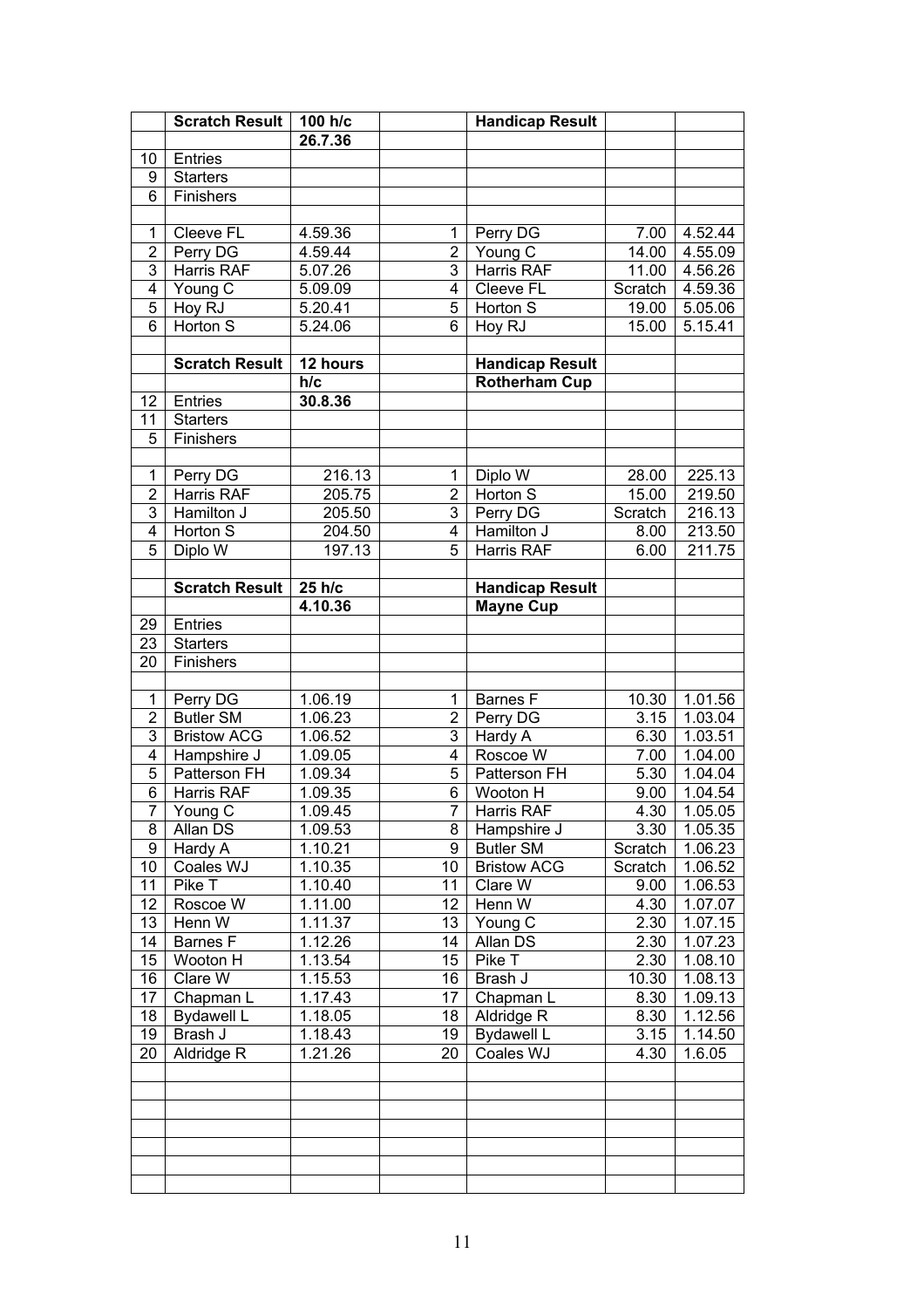| | Scratch Result | 100 h/c | | Handicap Result | | |
|---|---|---|---|---|---|---|
| | | 26.7.36 | | | | |
| 10 | Entries | | | | | |
| 9 | Starters | | | | | |
| 6 | Finishers | | | | | |
| | | | | | | |
| 1 | Cleeve FL | 4.59.36 | 1 | Perry DG | 7.00 | 4.52.44 |
| 2 | Perry DG | 4.59.44 | 2 | Young C | 14.00 | 4.55.09 |
| 3 | Harris RAF | 5.07.26 | 3 | Harris RAF | 11.00 | 4.56.26 |
| 4 | Young C | 5.09.09 | 4 | Cleeve FL | Scratch | 4.59.36 |
| 5 | Hoy RJ | 5.20.41 | 5 | Horton S | 19.00 | 5.05.06 |
| 6 | Horton S | 5.24.06 | 6 | Hoy RJ | 15.00 | 5.15.41 |
| | | | | | | |
| | Scratch Result | 12 hours | | Handicap Result | | |
| | | h/c | | Rotherham Cup | | |
| 12 | Entries | 30.8.36 | | | | |
| 11 | Starters | | | | | |
| 5 | Finishers | | | | | |
| | | | | | | |
| 1 | Perry DG | 216.13 | 1 | Diplo W | 28.00 | 225.13 |
| 2 | Harris RAF | 205.75 | 2 | Horton S | 15.00 | 219.50 |
| 3 | Hamilton J | 205.50 | 3 | Perry DG | Scratch | 216.13 |
| 4 | Horton S | 204.50 | 4 | Hamilton J | 8.00 | 213.50 |
| 5 | Diplo W | 197.13 | 5 | Harris RAF | 6.00 | 211.75 |
| | | | | | | |
| | Scratch Result | 25 h/c | | Handicap Result | | |
| | | 4.10.36 | | Mayne Cup | | |
| 29 | Entries | | | | | |
| 23 | Starters | | | | | |
| 20 | Finishers | | | | | |
| | | | | | | |
| 1 | Perry DG | 1.06.19 | 1 | Barnes F | 10.30 | 1.01.56 |
| 2 | Butler SM | 1.06.23 | 2 | Perry DG | 3.15 | 1.03.04 |
| 3 | Bristow ACG | 1.06.52 | 3 | Hardy A | 6.30 | 1.03.51 |
| 4 | Hampshire J | 1.09.05 | 4 | Roscoe W | 7.00 | 1.04.00 |
| 5 | Patterson FH | 1.09.34 | 5 | Patterson FH | 5.30 | 1.04.04 |
| 6 | Harris RAF | 1.09.35 | 6 | Wooton H | 9.00 | 1.04.54 |
| 7 | Young C | 1.09.45 | 7 | Harris RAF | 4.30 | 1.05.05 |
| 8 | Allan DS | 1.09.53 | 8 | Hampshire J | 3.30 | 1.05.35 |
| 9 | Hardy A | 1.10.21 | 9 | Butler SM | Scratch | 1.06.23 |
| 10 | Coales WJ | 1.10.35 | 10 | Bristow ACG | Scratch | 1.06.52 |
| 11 | Pike T | 1.10.40 | 11 | Clare W | 9.00 | 1.06.53 |
| 12 | Roscoe W | 1.11.00 | 12 | Henn W | 4.30 | 1.07.07 |
| 13 | Henn W | 1.11.37 | 13 | Young C | 2.30 | 1.07.15 |
| 14 | Barnes F | 1.12.26 | 14 | Allan DS | 2.30 | 1.07.23 |
| 15 | Wooton H | 1.13.54 | 15 | Pike T | 2.30 | 1.08.10 |
| 16 | Clare W | 1.15.53 | 16 | Brash J | 10.30 | 1.08.13 |
| 17 | Chapman L | 1.17.43 | 17 | Chapman L | 8.30 | 1.09.13 |
| 18 | Bydawell L | 1.18.05 | 18 | Aldridge R | 8.30 | 1.12.56 |
| 19 | Brash J | 1.18.43 | 19 | Bydawell L | 3.15 | 1.14.50 |
| 20 | Aldridge R | 1.21.26 | 20 | Coales WJ | 4.30 | 1.6.05 |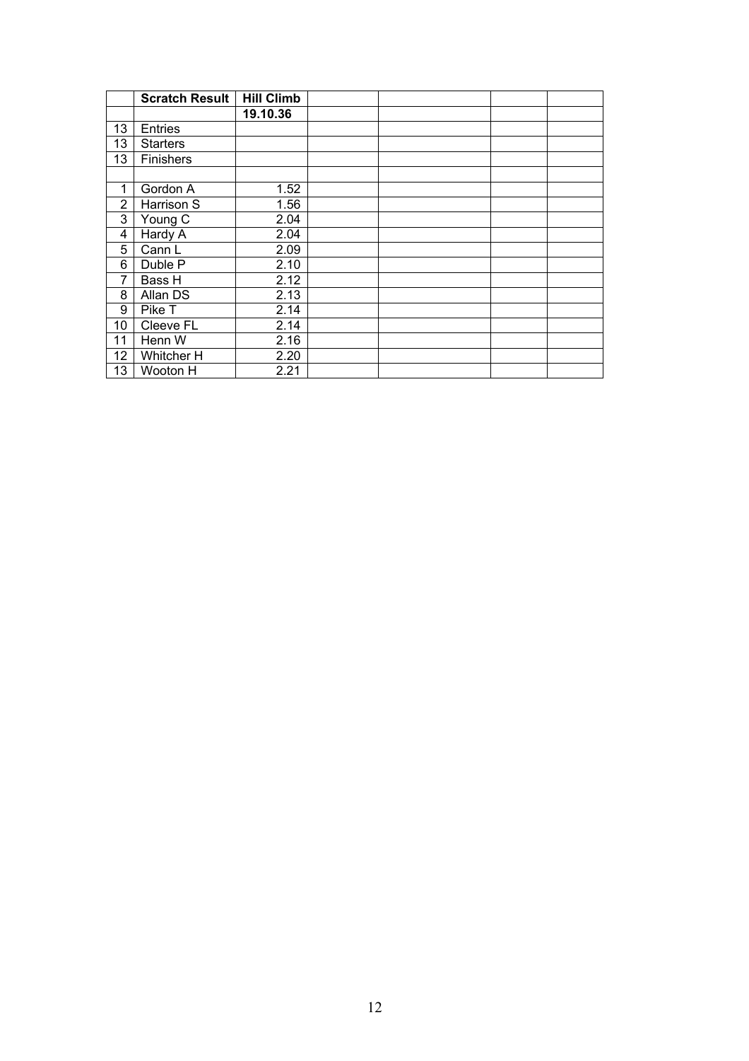| | Scratch Result | Hill Climb | | | | |
|---|---|---|---|---|---|---|
| | | 19.10.36 | | | | |
| 13 | Entries | | | | | |
| 13 | Starters | | | | | |
| 13 | Finishers | | | | | |
| | | | | | | |
| 1 | Gordon A | 1.52 | | | | |
| 2 | Harrison S | 1.56 | | | | |
| 3 | Young C | 2.04 | | | | |
| 4 | Hardy A | 2.04 | | | | |
| 5 | Cann L | 2.09 | | | | |
| 6 | Duble P | 2.10 | | | | |
| 7 | Bass H | 2.12 | | | | |
| 8 | Allan DS | 2.13 | | | | |
| 9 | Pike T | 2.14 | | | | |
| 10 | Cleeve FL | 2.14 | | | | |
| 11 | Henn W | 2.16 | | | | |
| 12 | Whitcher H | 2.20 | | | | |
| 13 | Wooton H | 2.21 | | | | |